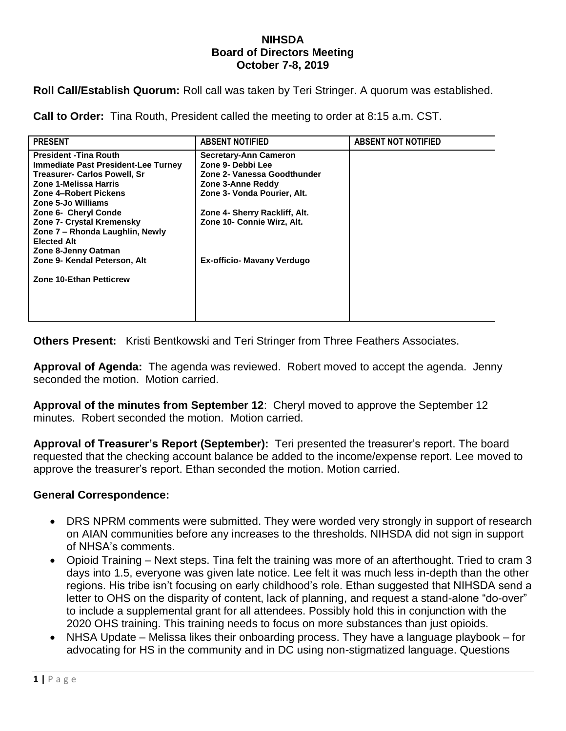**NIHSDA**
**Board of Directors Meeting**
**October 7-8, 2019**

**Roll Call/Establish Quorum:** Roll call was taken by Teri Stringer. A quorum was established.

**Call to Order:** Tina Routh, President called the meeting to order at 8:15 a.m. CST.

| PRESENT | ABSENT NOTIFIED | ABSENT NOT NOTIFIED |
|---|---|---|
| **President -Tina Routh**<br>**Immediate Past President-Lee Turney**<br>**Treasurer- Carlos Powell, Sr**<br>**Zone 1-Melissa Harris**<br>**Zone 4–Robert Pickens**<br>**Zone 5-Jo Williams**<br>**Zone 6- Cheryl Conde**<br>**Zone 7- Crystal Kremensky**<br>**Zone 7 – Rhonda Laughlin, Newly Elected Alt**<br>**Zone 8-Jenny Oatman**<br>**Zone 9- Kendal Peterson, Alt**<br><br>**Zone 10-Ethan Petticrew** | **Secretary-Ann Cameron**<br>**Zone 9- Debbi Lee**<br>**Zone 2- Vanessa Goodthunder**<br>**Zone 3-Anne Reddy**<br>**Zone 3- Vonda Pourier, Alt.**<br><br>**Zone 4- Sherry Rackliff, Alt.**<br>**Zone 10- Connie Wirz, Alt.**<br><br><br><br>**Ex-officio- Mavany Verdugo** | |

**Others Present:** Kristi Bentkowski and Teri Stringer from Three Feathers Associates.

**Approval of Agenda:** The agenda was reviewed. Robert moved to accept the agenda. Jenny seconded the motion. Motion carried.

**Approval of the minutes from September 12**: Cheryl moved to approve the September 12 minutes. Robert seconded the motion. Motion carried.

**Approval of Treasurer's Report (September):** Teri presented the treasurer's report. The board requested that the checking account balance be added to the income/expense report. Lee moved to approve the treasurer's report. Ethan seconded the motion. Motion carried.

**General Correspondence:**

- DRS NPRM comments were submitted. They were worded very strongly in support of research on AIAN communities before any increases to the thresholds. NIHSDA did not sign in support of NHSA's comments.
- Opioid Training – Next steps. Tina felt the training was more of an afterthought. Tried to cram 3 days into 1.5, everyone was given late notice. Lee felt it was much less in-depth than the other regions. His tribe isn't focusing on early childhood's role. Ethan suggested that NIHSDA send a letter to OHS on the disparity of content, lack of planning, and request a stand-alone "do-over" to include a supplemental grant for all attendees. Possibly hold this in conjunction with the 2020 OHS training. This training needs to focus on more substances than just opioids.
- NHSA Update – Melissa likes their onboarding process. They have a language playbook – for advocating for HS in the community and in DC using non-stigmatized language. Questions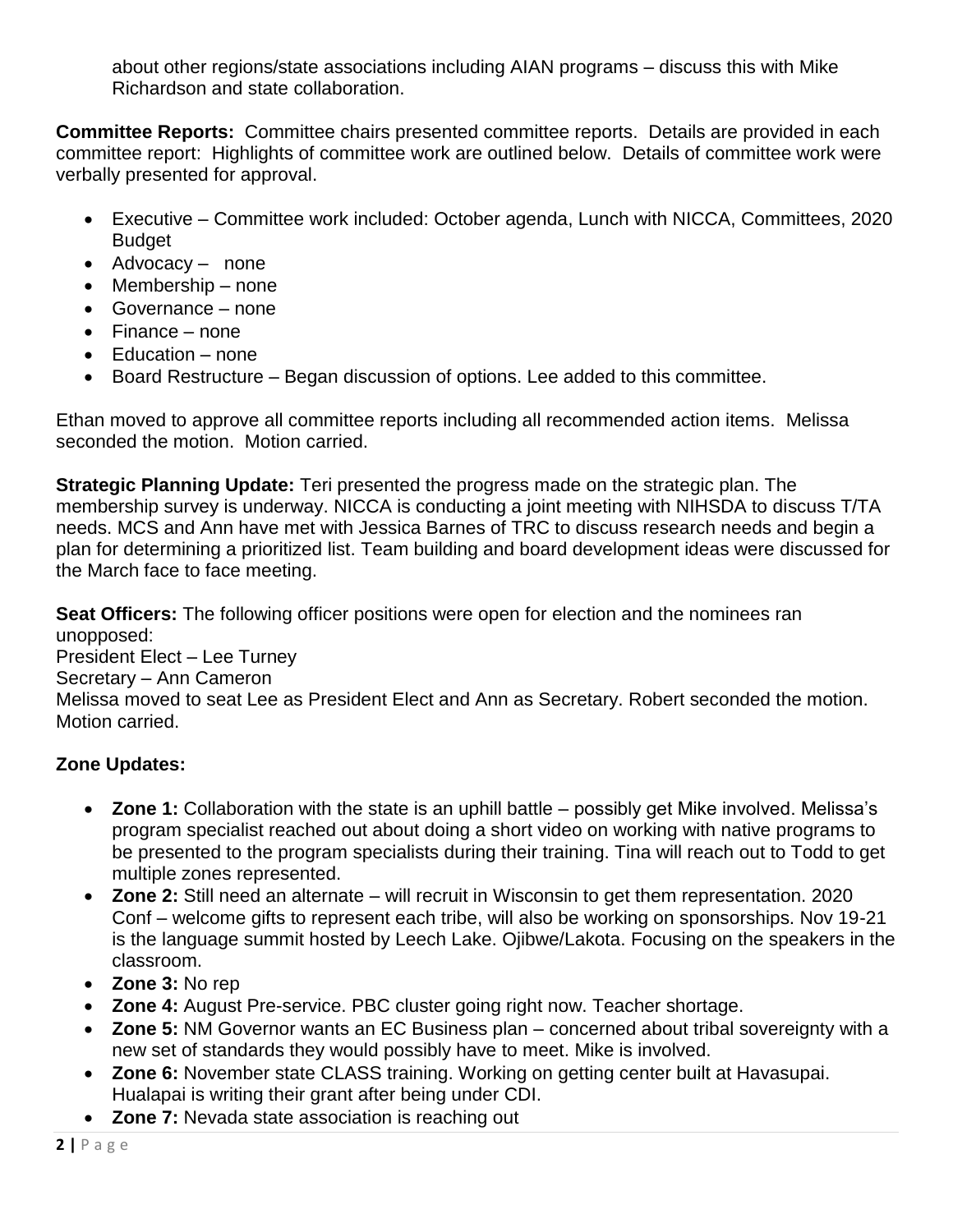about other regions/state associations including AIAN programs – discuss this with Mike Richardson and state collaboration.

**Committee Reports:** Committee chairs presented committee reports. Details are provided in each committee report: Highlights of committee work are outlined below. Details of committee work were verbally presented for approval.

- Executive – Committee work included: October agenda, Lunch with NICCA, Committees, 2020 Budget
- Advocacy – none
- Membership – none
- Governance – none
- Finance – none
- Education – none
- Board Restructure – Began discussion of options. Lee added to this committee.

Ethan moved to approve all committee reports including all recommended action items. Melissa seconded the motion. Motion carried.

**Strategic Planning Update:** Teri presented the progress made on the strategic plan. The membership survey is underway. NICCA is conducting a joint meeting with NIHSDA to discuss T/TA needs. MCS and Ann have met with Jessica Barnes of TRC to discuss research needs and begin a plan for determining a prioritized list. Team building and board development ideas were discussed for the March face to face meeting.

**Seat Officers:** The following officer positions were open for election and the nominees ran unopposed:
President Elect – Lee Turney
Secretary – Ann Cameron
Melissa moved to seat Lee as President Elect and Ann as Secretary. Robert seconded the motion. Motion carried.

**Zone Updates:**

- **Zone 1:** Collaboration with the state is an uphill battle – possibly get Mike involved. Melissa's program specialist reached out about doing a short video on working with native programs to be presented to the program specialists during their training. Tina will reach out to Todd to get multiple zones represented.
- **Zone 2:** Still need an alternate – will recruit in Wisconsin to get them representation. 2020 Conf – welcome gifts to represent each tribe, will also be working on sponsorships. Nov 19-21 is the language summit hosted by Leech Lake. Ojibwe/Lakota. Focusing on the speakers in the classroom.
- **Zone 3:** No rep
- **Zone 4:** August Pre-service. PBC cluster going right now. Teacher shortage.
- **Zone 5:** NM Governor wants an EC Business plan – concerned about tribal sovereignty with a new set of standards they would possibly have to meet. Mike is involved.
- **Zone 6:** November state CLASS training. Working on getting center built at Havasupai. Hualapai is writing their grant after being under CDI.
- **Zone 7:** Nevada state association is reaching out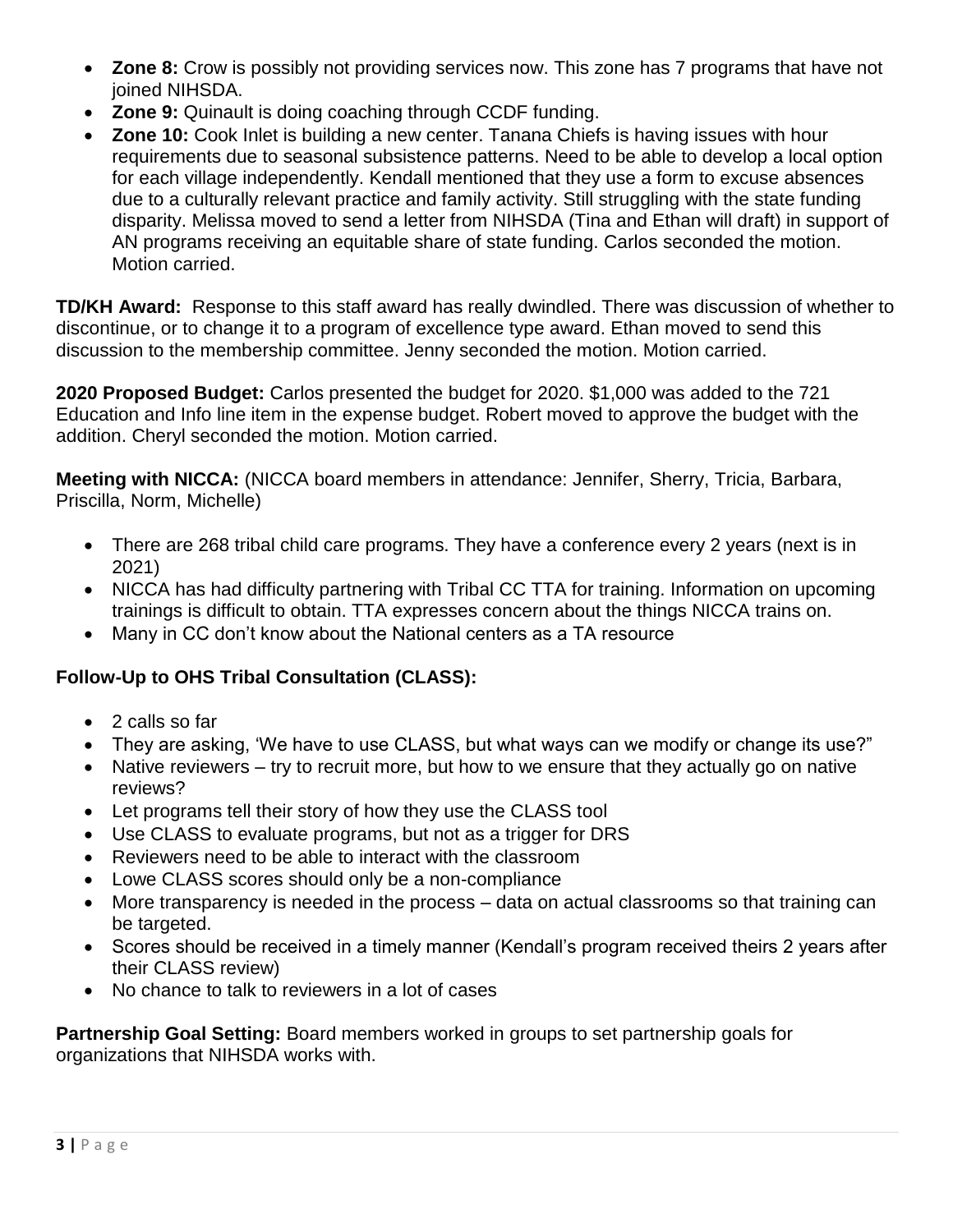- **Zone 8:** Crow is possibly not providing services now. This zone has 7 programs that have not joined NIHSDA.
- **Zone 9:** Quinault is doing coaching through CCDF funding.
- **Zone 10:** Cook Inlet is building a new center. Tanana Chiefs is having issues with hour requirements due to seasonal subsistence patterns. Need to be able to develop a local option for each village independently. Kendall mentioned that they use a form to excuse absences due to a culturally relevant practice and family activity. Still struggling with the state funding disparity. Melissa moved to send a letter from NIHSDA (Tina and Ethan will draft) in support of AN programs receiving an equitable share of state funding. Carlos seconded the motion. Motion carried.

**TD/KH Award:** Response to this staff award has really dwindled. There was discussion of whether to discontinue, or to change it to a program of excellence type award. Ethan moved to send this discussion to the membership committee. Jenny seconded the motion. Motion carried.

**2020 Proposed Budget:** Carlos presented the budget for 2020. $1,000 was added to the 721 Education and Info line item in the expense budget. Robert moved to approve the budget with the addition. Cheryl seconded the motion. Motion carried.

**Meeting with NICCA:** (NICCA board members in attendance: Jennifer, Sherry, Tricia, Barbara, Priscilla, Norm, Michelle)

- There are 268 tribal child care programs. They have a conference every 2 years (next is in 2021)
- NICCA has had difficulty partnering with Tribal CC TTA for training. Information on upcoming trainings is difficult to obtain. TTA expresses concern about the things NICCA trains on.
- Many in CC don't know about the National centers as a TA resource

**Follow-Up to OHS Tribal Consultation (CLASS):**

- 2 calls so far
- They are asking, 'We have to use CLASS, but what ways can we modify or change its use?"
- Native reviewers – try to recruit more, but how to we ensure that they actually go on native reviews?
- Let programs tell their story of how they use the CLASS tool
- Use CLASS to evaluate programs, but not as a trigger for DRS
- Reviewers need to be able to interact with the classroom
- Lowe CLASS scores should only be a non-compliance
- More transparency is needed in the process – data on actual classrooms so that training can be targeted.
- Scores should be received in a timely manner (Kendall's program received theirs 2 years after their CLASS review)
- No chance to talk to reviewers in a lot of cases

**Partnership Goal Setting:** Board members worked in groups to set partnership goals for organizations that NIHSDA works with.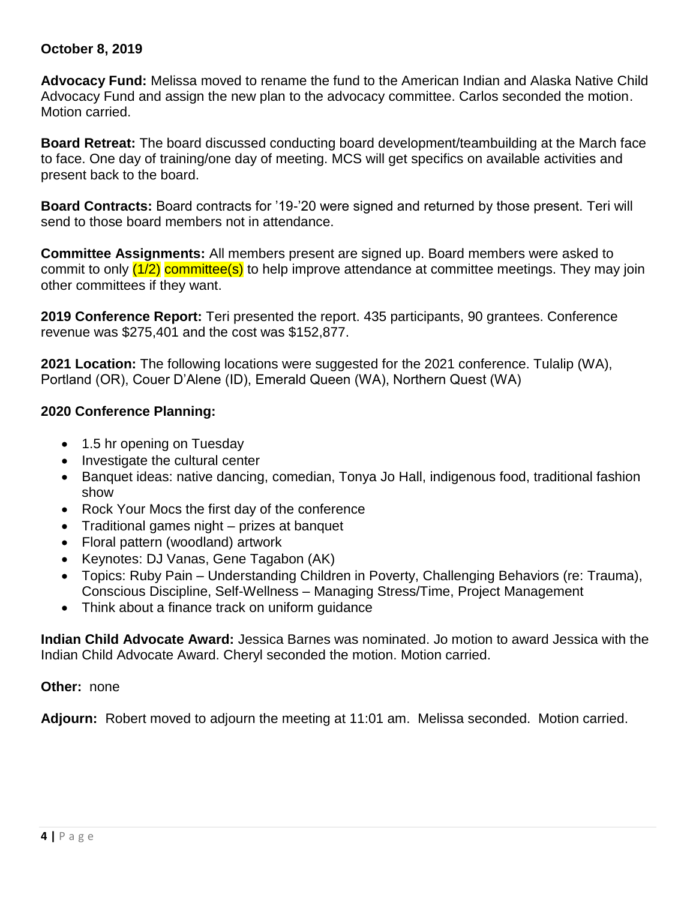**October 8, 2019**

**Advocacy Fund:** Melissa moved to rename the fund to the American Indian and Alaska Native Child Advocacy Fund and assign the new plan to the advocacy committee. Carlos seconded the motion. Motion carried.

**Board Retreat:** The board discussed conducting board development/teambuilding at the March face to face. One day of training/one day of meeting. MCS will get specifics on available activities and present back to the board.

**Board Contracts:** Board contracts for '19-'20 were signed and returned by those present. Teri will send to those board members not in attendance.

**Committee Assignments:** All members present are signed up. Board members were asked to commit to only (1/2) committee(s) to help improve attendance at committee meetings. They may join other committees if they want.

**2019 Conference Report:** Teri presented the report. 435 participants, 90 grantees. Conference revenue was $275,401 and the cost was $152,877.

**2021 Location:** The following locations were suggested for the 2021 conference. Tulalip (WA), Portland (OR), Couer D'Alene (ID), Emerald Queen (WA), Northern Quest (WA)

**2020 Conference Planning:**

- 1.5 hr opening on Tuesday
- Investigate the cultural center
- Banquet ideas: native dancing, comedian, Tonya Jo Hall, indigenous food, traditional fashion show
- Rock Your Mocs the first day of the conference
- Traditional games night – prizes at banquet
- Floral pattern (woodland) artwork
- Keynotes: DJ Vanas, Gene Tagabon (AK)
- Topics: Ruby Pain – Understanding Children in Poverty, Challenging Behaviors (re: Trauma), Conscious Discipline, Self-Wellness – Managing Stress/Time, Project Management
- Think about a finance track on uniform guidance

**Indian Child Advocate Award:** Jessica Barnes was nominated. Jo motion to award Jessica with the Indian Child Advocate Award. Cheryl seconded the motion. Motion carried.

**Other:** none

**Adjourn:** Robert moved to adjourn the meeting at 11:01 am. Melissa seconded. Motion carried.